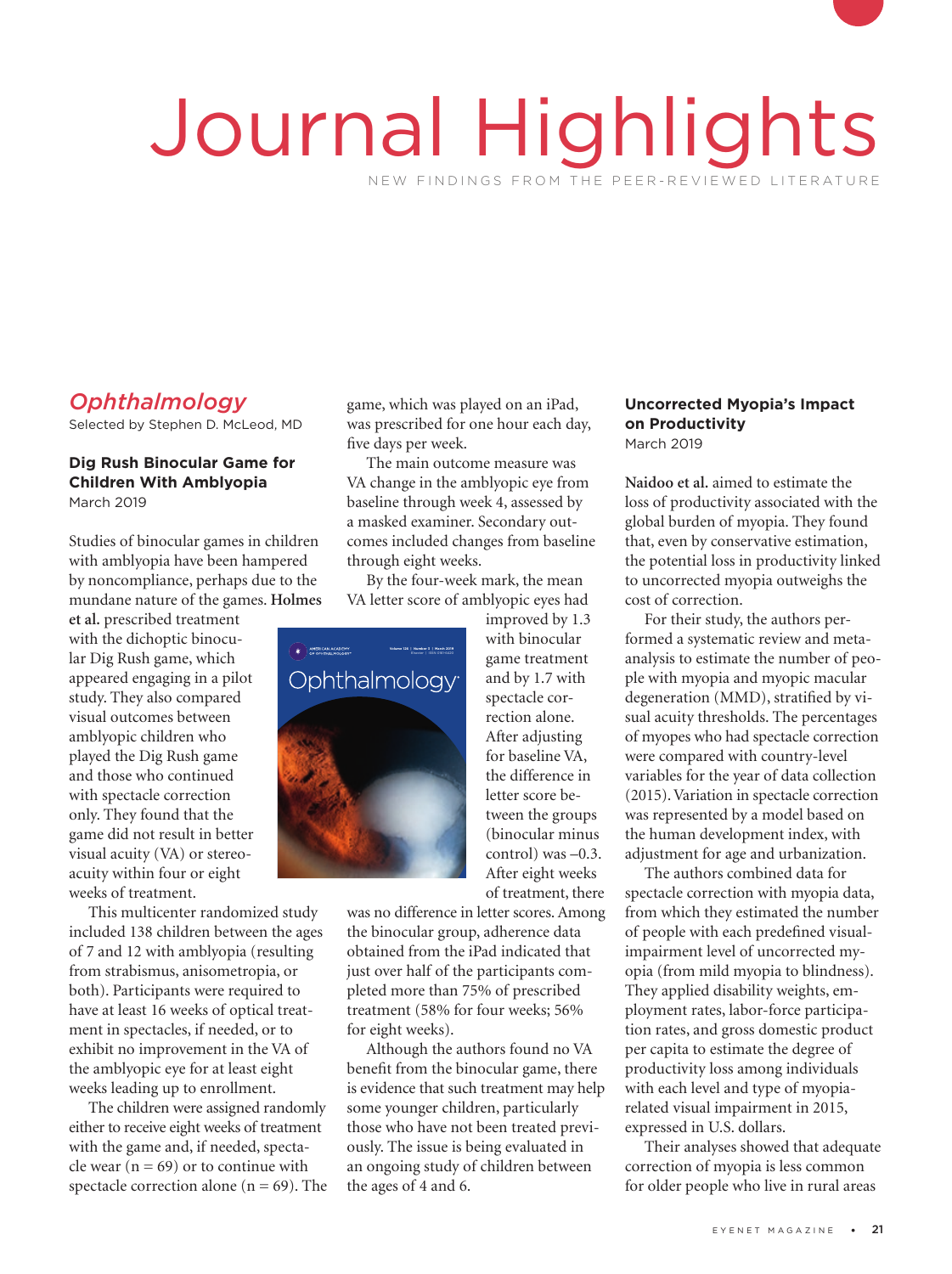# Journal Highlights

NEW FINDINGS FROM THE PEER-REVIEWED LITERATURE

## *Ophthalmology*

Selected by Stephen D. McLeod, MD

### Dig Rush Binocular Game for Children With Amblyopia

March 2019

Studies of binocular games in children with amblyopia have been hampered by noncompliance, perhaps due to the mundane nature of the games. **Holmes et al.** prescribed treatment with the dichoptic binocular Dig Rush game, which appeared engaging in a pilot study. They also compared visual outcomes between amblyopic children who played the Dig Rush game and those who continued with spectacle correction only. They found that the game did not result in better visual acuity (VA) or stereoacuity within four or eight weeks of treatment.

This multicenter randomized study included 138 children between the ages of 7 and 12 with amblyopia (resulting from strabismus, anisometropia, or both). Participants were required to have at least 16 weeks of optical treatment in spectacles, if needed, or to exhibit no improvement in the VA of the amblyopic eye for at least eight weeks leading up to enrollment.

The children were assigned randomly either to receive eight weeks of treatment with the game and, if needed, spectacle wear (n = 69) or to continue with spectacle correction alone (n = 69). The game, which was played on an iPad, was prescribed for one hour each day, five days per week.

The main outcome measure was VA change in the amblyopic eye from baseline through week 4, assessed by a masked examiner. Secondary outcomes included changes from baseline through eight weeks.

By the four-week mark, the mean VA letter score of amblyopic eyes had improved by 1.3 with binocular game treatment and by 1.7 with spectacle correction alone. After adjusting for baseline VA, the difference in letter score between the groups (binocular minus control) was –0.3. After eight weeks of treatment, there was no difference in letter scores. Among the binocular group, adherence data obtained from the iPad indicated that just over half of the participants completed more than 75% of prescribed treatment (58% for four weeks; 56% for eight weeks).

Although the authors found no VA benefit from the binocular game, there is evidence that such treatment may help some younger children, particularly those who have not been treated previously. The issue is being evaluated in an ongoing study of children between the ages of 4 and 6.

### Uncorrected Myopia's Impact on Productivity

March 2019

**Naidoo et al.** aimed to estimate the loss of productivity associated with the global burden of myopia. They found that, even by conservative estimation, the potential loss in productivity linked to uncorrected myopia outweighs the cost of correction.

For their study, the authors performed a systematic review and meta-analysis to estimate the number of people with myopia and myopic macular degeneration (MMD), stratified by visual acuity thresholds. The percentages of myopes who had spectacle correction were compared with country-level variables for the year of data collection (2015). Variation in spectacle correction was represented by a model based on the human development index, with adjustment for age and urbanization.

The authors combined data for spectacle correction with myopia data, from which they estimated the number of people with each predefined visual-impairment level of uncorrected myopia (from mild myopia to blindness). They applied disability weights, employment rates, labor-force participation rates, and gross domestic product per capita to estimate the degree of productivity loss among individuals with each level and type of myopia-related visual impairment in 2015, expressed in U.S. dollars.

Their analyses showed that adequate correction of myopia is less common for older people who live in rural areas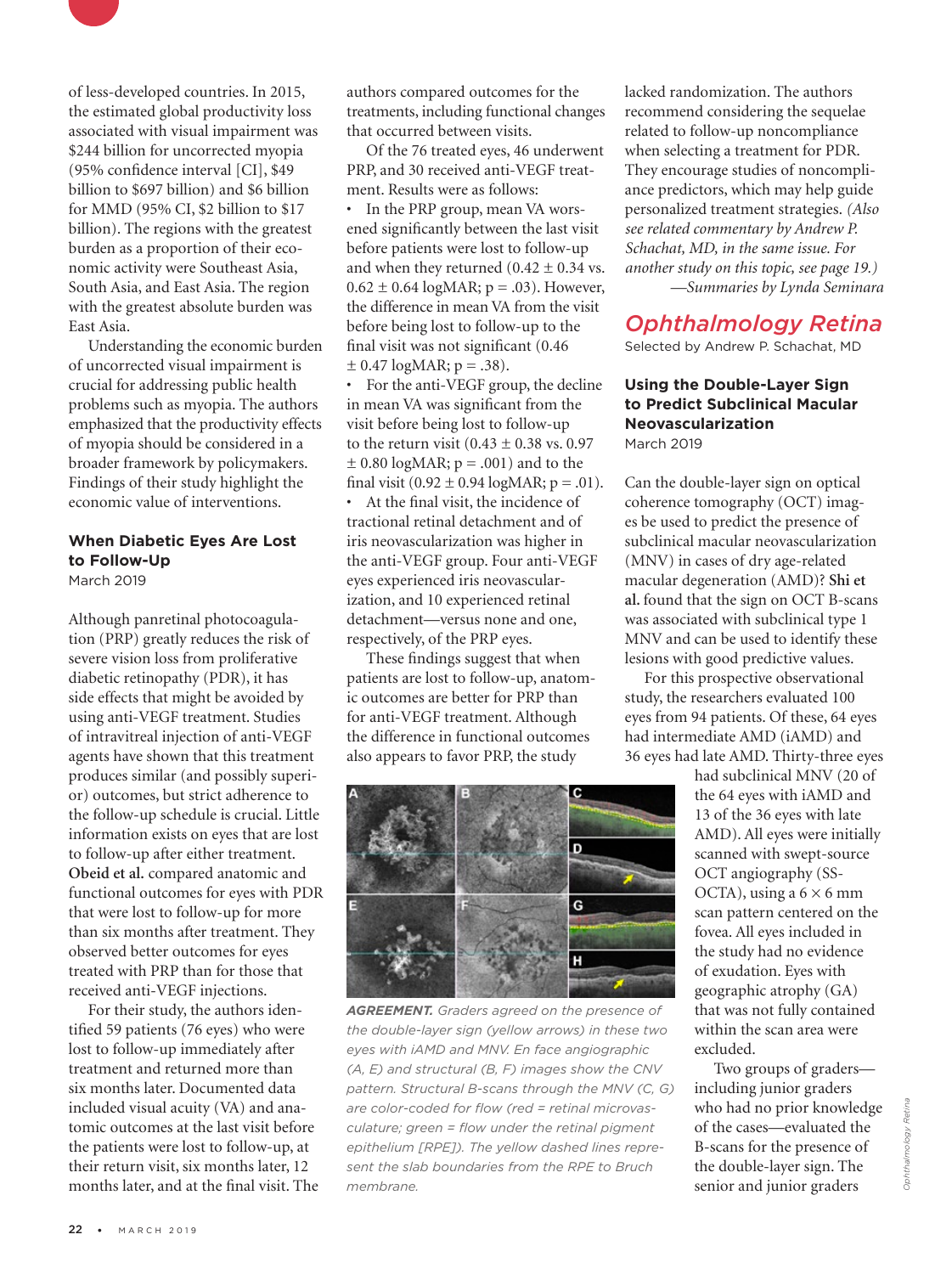of less-developed countries. In 2015, the estimated global productivity loss associated with visual impairment was $244 billion for uncorrected myopia (95% confidence interval [CI], $49 billion to $697 billion) and $6 billion for MMD (95% CI, $2 billion to $17 billion). The regions with the greatest burden as a proportion of their economic activity were Southeast Asia, South Asia, and East Asia. The region with the greatest absolute burden was East Asia.

Understanding the economic burden of uncorrected visual impairment is crucial for addressing public health problems such as myopia. The authors emphasized that the productivity effects of myopia should be considered in a broader framework by policymakers. Findings of their study highlight the economic value of interventions.

### When Diabetic Eyes Are Lost to Follow-Up

March 2019

Although panretinal photocoagulation (PRP) greatly reduces the risk of severe vision loss from proliferative diabetic retinopathy (PDR), it has side effects that might be avoided by using anti-VEGF treatment. Studies of intravitreal injection of anti-VEGF agents have shown that this treatment produces similar (and possibly superior) outcomes, but strict adherence to the follow-up schedule is crucial. Little information exists on eyes that are lost to follow-up after either treatment. **Obeid et al.** compared anatomic and functional outcomes for eyes with PDR that were lost to follow-up for more than six months after treatment. They observed better outcomes for eyes treated with PRP than for those that received anti-VEGF injections.

For their study, the authors identified 59 patients (76 eyes) who were lost to follow-up immediately after treatment and returned more than six months later. Documented data included visual acuity (VA) and anatomic outcomes at the last visit before the patients were lost to follow-up, at their return visit, six months later, 12 months later, and at the final visit. The authors compared outcomes for the treatments, including functional changes that occurred between visits.

Of the 76 treated eyes, 46 underwent PRP, and 30 received anti-VEGF treatment. Results were as follows:

- In the PRP group, mean VA worsened significantly between the last visit before patients were lost to follow-up and when they returned (0.42 ± 0.34 vs. 0.62 ± 0.64 logMAR; p = .03). However, the difference in mean VA from the visit before being lost to follow-up to the final visit was not significant (0.46 ± 0.47 logMAR; p = .38).
- For the anti-VEGF group, the decline in mean VA was significant from the visit before being lost to follow-up to the return visit (0.43 ± 0.38 vs. 0.97 ± 0.80 logMAR; p = .001) and to the final visit (0.92 ± 0.94 logMAR; p = .01).
- At the final visit, the incidence of tractional retinal detachment and of iris neovascularization was higher in the anti-VEGF group. Four anti-VEGF eyes experienced iris neovascularization, and 10 experienced retinal detachment—versus none and one, respectively, of the PRP eyes.

These findings suggest that when patients are lost to follow-up, anatomic outcomes are better for PRP than for anti-VEGF treatment. Although the difference in functional outcomes also appears to favor PRP, the study lacked randomization. The authors recommend considering the sequelae related to follow-up noncompliance when selecting a treatment for PDR. They encourage studies of noncompliance predictors, which may help guide personalized treatment strategies. *(Also see related commentary by Andrew P. Schachat, MD, in the same issue. For another study on this topic, see page 19.)*

*—Summaries by Lynda Seminara*

## Ophthalmology Retina

Selected by Andrew P. Schachat, MD

### Using the Double-Layer Sign to Predict Subclinical Macular Neovascularization

March 2019

Can the double-layer sign on optical coherence tomography (OCT) images be used to predict the presence of subclinical macular neovascularization (MNV) in cases of dry age-related macular degeneration (AMD)? **Shi et al.** found that the sign on OCT B-scans was associated with subclinical type 1 MNV and can be used to identify these lesions with good predictive values.

For this prospective observational study, the researchers evaluated 100 eyes from 94 patients. Of these, 64 eyes had intermediate AMD (iAMD) and 36 eyes had late AMD. Thirty-three eyes had subclinical MNV (20 of the 64 eyes with iAMD and 13 of the 36 eyes with late AMD). All eyes were initially scanned with swept-source OCT angiography (SS-OCTA), using a 6 × 6 mm scan pattern centered on the fovea. All eyes included in the study had no evidence of exudation. Eyes with geographic atrophy (GA) that was not fully contained within the scan area were excluded.

Two groups of graders—including junior graders who had no prior knowledge of the cases—evaluated the B-scans for the presence of the double-layer sign. The senior and junior graders

***AGREEMENT.*** *Graders agreed on the presence of the double-layer sign (yellow arrows) in these two eyes with iAMD and MNV. En face angiographic (A, E) and structural (B, F) images show the CNV pattern. Structural B-scans through the MNV (C, G) are color-coded for flow (red = retinal microvasculature; green = flow under the retinal pigment epithelium [RPE]). The yellow dashed lines represent the slab boundaries from the RPE to Bruch membrane.*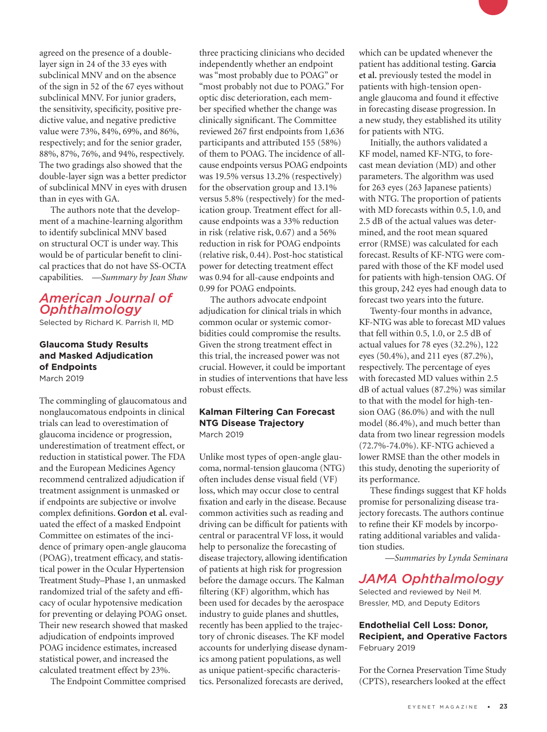agreed on the presence of a double-layer sign in 24 of the 33 eyes with subclinical MNV and on the absence of the sign in 52 of the 67 eyes without subclinical MNV. For junior graders, the sensitivity, specificity, positive predictive value, and negative predictive value were 73%, 84%, 69%, and 86%, respectively; and for the senior grader, 88%, 87%, 76%, and 94%, respectively. The two gradings also showed that the double-layer sign was a better predictor of subclinical MNV in eyes with drusen than in eyes with GA.

The authors note that the development of a machine-learning algorithm to identify subclinical MNV based on structural OCT is under way. This would be of particular benefit to clinical practices that do not have SS-OCTA capabilities. *—Summary by Jean Shaw*

## American Journal of Ophthalmology

Selected by Richard K. Parrish II, MD

### Glaucoma Study Results and Masked Adjudication of Endpoints

March 2019

The commingling of glaucomatous and nonglaucomatous endpoints in clinical trials can lead to overestimation of glaucoma incidence or progression, underestimation of treatment effect, or reduction in statistical power. The FDA and the European Medicines Agency recommend centralized adjudication if treatment assignment is unmasked or if endpoints are subjective or involve complex definitions. **Gordon et al.** evaluated the effect of a masked Endpoint Committee on estimates of the incidence of primary open-angle glaucoma (POAG), treatment efficacy, and statistical power in the Ocular Hypertension Treatment Study–Phase 1, an unmasked randomized trial of the safety and efficacy of ocular hypotensive medication for preventing or delaying POAG onset. Their new research showed that masked adjudication of endpoints improved POAG incidence estimates, increased statistical power, and increased the calculated treatment effect by 23%.

The Endpoint Committee comprised three practicing clinicians who decided independently whether an endpoint was "most probably due to POAG" or "most probably not due to POAG." For optic disc deterioration, each member specified whether the change was clinically significant. The Committee reviewed 267 first endpoints from 1,636 participants and attributed 155 (58%) of them to POAG. The incidence of all-cause endpoints versus POAG endpoints was 19.5% versus 13.2% (respectively) for the observation group and 13.1% versus 5.8% (respectively) for the medication group. Treatment effect for all-cause endpoints was a 33% reduction in risk (relative risk, 0.67) and a 56% reduction in risk for POAG endpoints (relative risk, 0.44). Post-hoc statistical power for detecting treatment effect was 0.94 for all-cause endpoints and 0.99 for POAG endpoints.

The authors advocate endpoint adjudication for clinical trials in which common ocular or systemic comorbidities could compromise the results. Given the strong treatment effect in this trial, the increased power was not crucial. However, it could be important in studies of interventions that have less robust effects.

### Kalman Filtering Can Forecast NTG Disease Trajectory

March 2019

Unlike most types of open-angle glaucoma, normal-tension glaucoma (NTG) often includes dense visual field (VF) loss, which may occur close to central fixation and early in the disease. Because common activities such as reading and driving can be difficult for patients with central or paracentral VF loss, it would help to personalize the forecasting of disease trajectory, allowing identification of patients at high risk for progression before the damage occurs. The Kalman filtering (KF) algorithm, which has been used for decades by the aerospace industry to guide planes and shuttles, recently has been applied to the trajectory of chronic diseases. The KF model accounts for underlying disease dynamics among patient populations, as well as unique patient-specific characteristics. Personalized forecasts are derived, which can be updated whenever the patient has additional testing. **Garcia et al.** previously tested the model in patients with high-tension open-angle glaucoma and found it effective in forecasting disease progression. In a new study, they established its utility for patients with NTG.

Initially, the authors validated a KF model, named KF-NTG, to forecast mean deviation (MD) and other parameters. The algorithm was used for 263 eyes (263 Japanese patients) with NTG. The proportion of patients with MD forecasts within 0.5, 1.0, and 2.5 dB of the actual values was determined, and the root mean squared error (RMSE) was calculated for each forecast. Results of KF-NTG were compared with those of the KF model used for patients with high-tension OAG. Of this group, 242 eyes had enough data to forecast two years into the future.

Twenty-four months in advance, KF-NTG was able to forecast MD values that fell within 0.5, 1.0, or 2.5 dB of actual values for 78 eyes (32.2%), 122 eyes (50.4%), and 211 eyes (87.2%), respectively. The percentage of eyes with forecasted MD values within 2.5 dB of actual values (87.2%) was similar to that with the model for high-tension OAG (86.0%) and with the null model (86.4%), and much better than data from two linear regression models (72.7%-74.0%). KF-NTG achieved a lower RMSE than the other models in this study, denoting the superiority of its performance.

These findings suggest that KF holds promise for personalizing disease trajectory forecasts. The authors continue to refine their KF models by incorporating additional variables and validation studies.

*—Summaries by Lynda Seminara*

## JAMA Ophthalmology

Selected and reviewed by Neil M. Bressler, MD, and Deputy Editors

### Endothelial Cell Loss: Donor, Recipient, and Operative Factors

February 2019

For the Cornea Preservation Time Study (CPTS), researchers looked at the effect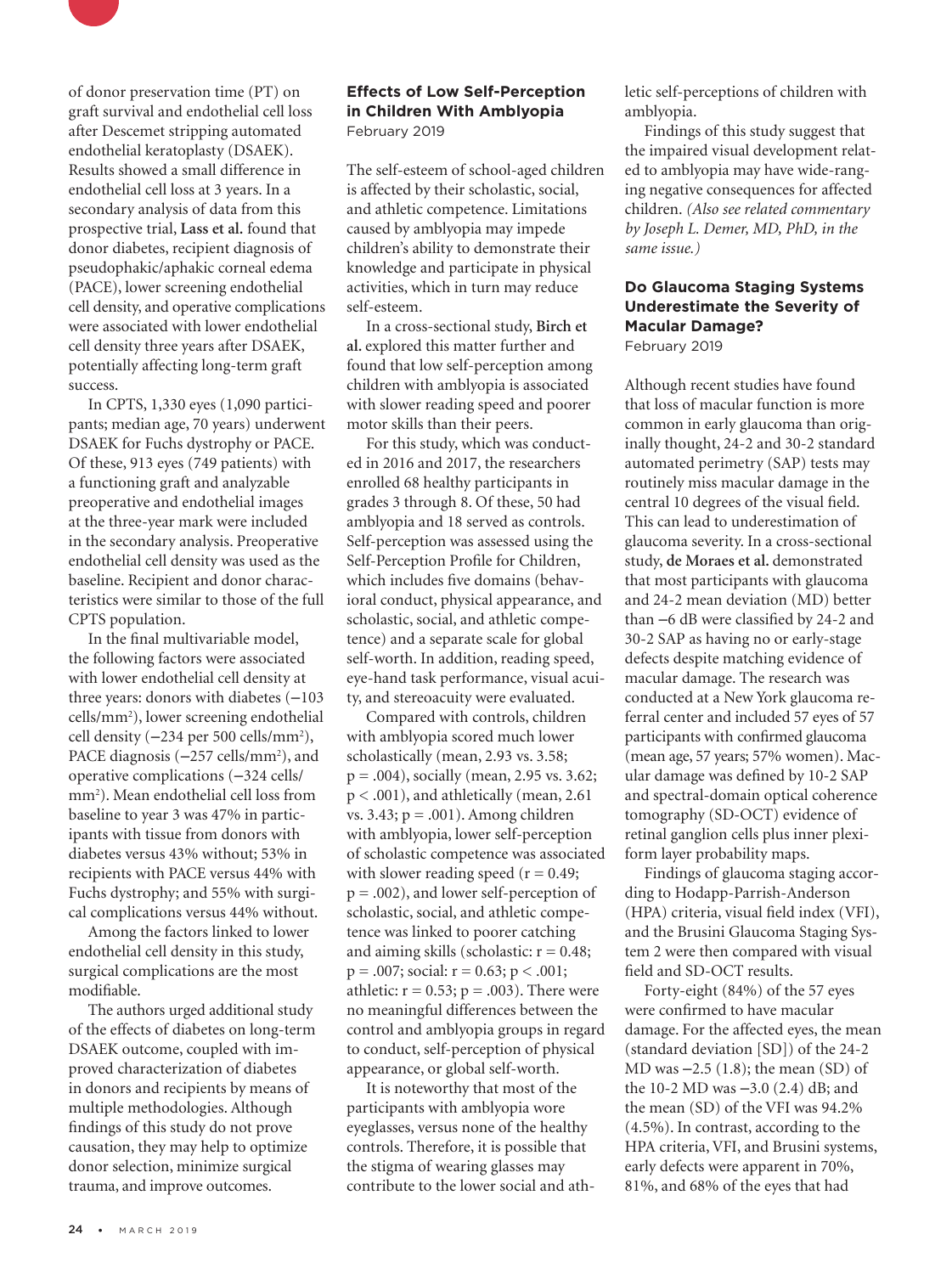of donor preservation time (PT) on graft survival and endothelial cell loss after Descemet stripping automated endothelial keratoplasty (DSAEK). Results showed a small difference in endothelial cell loss at 3 years. In a secondary analysis of data from this prospective trial, **Lass et al.** found that donor diabetes, recipient diagnosis of pseudophakic/aphakic corneal edema (PACE), lower screening endothelial cell density, and operative complications were associated with lower endothelial cell density three years after DSAEK, potentially affecting long-term graft success.

In CPTS, 1,330 eyes (1,090 participants; median age, 70 years) underwent DSAEK for Fuchs dystrophy or PACE. Of these, 913 eyes (749 patients) with a functioning graft and analyzable preoperative and endothelial images at the three-year mark were included in the secondary analysis. Preoperative endothelial cell density was used as the baseline. Recipient and donor characteristics were similar to those of the full CPTS population.

In the final multivariable model, the following factors were associated with lower endothelial cell density at three years: donors with diabetes (−103 cells/mm$^2$), lower screening endothelial cell density (−234 per 500 cells/mm$^2$), PACE diagnosis (−257 cells/mm$^2$), and operative complications (−324 cells/mm$^2$). Mean endothelial cell loss from baseline to year 3 was 47% in participants with tissue from donors with diabetes versus 43% without; 53% in recipients with PACE versus 44% with Fuchs dystrophy; and 55% with surgical complications versus 44% without.

Among the factors linked to lower endothelial cell density in this study, surgical complications are the most modifiable.

The authors urged additional study of the effects of diabetes on long-term DSAEK outcome, coupled with improved characterization of diabetes in donors and recipients by means of multiple methodologies. Although findings of this study do not prove causation, they may help to optimize donor selection, minimize surgical trauma, and improve outcomes.

## Effects of Low Self-Perception in Children With Amblyopia

February 2019

The self-esteem of school-aged children is affected by their scholastic, social, and athletic competence. Limitations caused by amblyopia may impede children's ability to demonstrate their knowledge and participate in physical activities, which in turn may reduce self-esteem.

In a cross-sectional study, **Birch et al.** explored this matter further and found that low self-perception among children with amblyopia is associated with slower reading speed and poorer motor skills than their peers.

For this study, which was conducted in 2016 and 2017, the researchers enrolled 68 healthy participants in grades 3 through 8. Of these, 50 had amblyopia and 18 served as controls. Self-perception was assessed using the Self-Perception Profile for Children, which includes five domains (behavioral conduct, physical appearance, and scholastic, social, and athletic competence) and a separate scale for global self-worth. In addition, reading speed, eye-hand task performance, visual acuity, and stereoacuity were evaluated.

Compared with controls, children with amblyopia scored much lower scholastically (mean, 2.93 vs. 3.58; $p = .004$), socially (mean, 2.95 vs. 3.62; $p < .001$), and athletically (mean, 2.61 vs. 3.43; $p = .001$). Among children with amblyopia, lower self-perception of scholastic competence was associated with slower reading speed ($r = 0.49$; $p = .002$), and lower self-perception of scholastic, social, and athletic competence was linked to poorer catching and aiming skills (scholastic: $r = 0.48$; $p = .007$; social: $r = 0.63$; $p < .001$; athletic: $r = 0.53$; $p = .003$). There were no meaningful differences between the control and amblyopia groups in regard to conduct, self-perception of physical appearance, or global self-worth.

It is noteworthy that most of the participants with amblyopia wore eyeglasses, versus none of the healthy controls. Therefore, it is possible that the stigma of wearing glasses may contribute to the lower social and athletic self-perceptions of children with amblyopia.

Findings of this study suggest that the impaired visual development related to amblyopia may have wide-ranging negative consequences for affected children. *(Also see related commentary by Joseph L. Demer, MD, PhD, in the same issue.)*

## Do Glaucoma Staging Systems Underestimate the Severity of Macular Damage?

February 2019

Although recent studies have found that loss of macular function is more common in early glaucoma than originally thought, 24-2 and 30-2 standard automated perimetry (SAP) tests may routinely miss macular damage in the central 10 degrees of the visual field. This can lead to underestimation of glaucoma severity. In a cross-sectional study, **de Moraes et al.** demonstrated that most participants with glaucoma and 24-2 mean deviation (MD) better than −6 dB were classified by 24-2 and 30-2 SAP as having no or early-stage defects despite matching evidence of macular damage. The research was conducted at a New York glaucoma referral center and included 57 eyes of 57 participants with confirmed glaucoma (mean age, 57 years; 57% women). Macular damage was defined by 10-2 SAP and spectral-domain optical coherence tomography (SD-OCT) evidence of retinal ganglion cells plus inner plexiform layer probability maps.

Findings of glaucoma staging according to Hodapp-Parrish-Anderson (HPA) criteria, visual field index (VFI), and the Brusini Glaucoma Staging System 2 were then compared with visual field and SD-OCT results.

Forty-eight (84%) of the 57 eyes were confirmed to have macular damage. For the affected eyes, the mean (standard deviation [SD]) of the 24-2 MD was −2.5 (1.8); the mean (SD) of the 10-2 MD was −3.0 (2.4) dB; and the mean (SD) of the VFI was 94.2% (4.5%). In contrast, according to the HPA criteria, VFI, and Brusini systems, early defects were apparent in 70%, 81%, and 68% of the eyes that had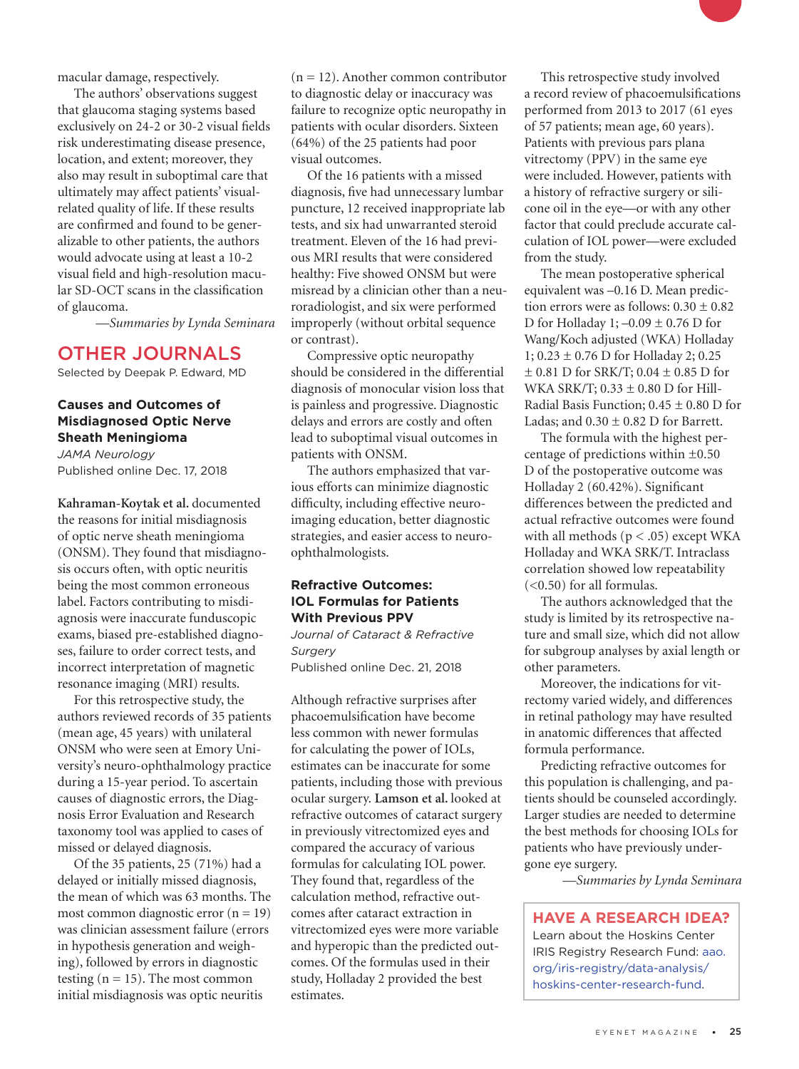macular damage, respectively.

The authors' observations suggest that glaucoma staging systems based exclusively on 24-2 or 30-2 visual fields risk underestimating disease presence, location, and extent; moreover, they also may result in suboptimal care that ultimately may affect patients' visual-related quality of life. If these results are confirmed and found to be generalizable to other patients, the authors would advocate using at least a 10-2 visual field and high-resolution macular SD-OCT scans in the classification of glaucoma.

*—Summaries by Lynda Seminara*

## OTHER JOURNALS

Selected by Deepak P. Edward, MD

### Causes and Outcomes of Misdiagnosed Optic Nerve Sheath Meningioma

*JAMA Neurology*
Published online Dec. 17, 2018

**Kahraman-Koytak et al.** documented the reasons for initial misdiagnosis of optic nerve sheath meningioma (ONSM). They found that misdiagnosis occurs often, with optic neuritis being the most common erroneous label. Factors contributing to misdiagnosis were inaccurate funduscopic exams, biased pre-established diagnoses, failure to order correct tests, and incorrect interpretation of magnetic resonance imaging (MRI) results.

For this retrospective study, the authors reviewed records of 35 patients (mean age, 45 years) with unilateral ONSM who were seen at Emory University's neuro-ophthalmology practice during a 15-year period. To ascertain causes of diagnostic errors, the Diagnosis Error Evaluation and Research taxonomy tool was applied to cases of missed or delayed diagnosis.

Of the 35 patients, 25 (71%) had a delayed or initially missed diagnosis, the mean of which was 63 months. The most common diagnostic error (n = 19) was clinician assessment failure (errors in hypothesis generation and weighing), followed by errors in diagnostic testing (n = 15). The most common initial misdiagnosis was optic neuritis (n = 12). Another common contributor to diagnostic delay or inaccuracy was failure to recognize optic neuropathy in patients with ocular disorders. Sixteen (64%) of the 25 patients had poor visual outcomes.

Of the 16 patients with a missed diagnosis, five had unnecessary lumbar puncture, 12 received inappropriate lab tests, and six had unwarranted steroid treatment. Eleven of the 16 had previous MRI results that were considered healthy: Five showed ONSM but were misread by a clinician other than a neuroradiologist, and six were performed improperly (without orbital sequence or contrast).

Compressive optic neuropathy should be considered in the differential diagnosis of monocular vision loss that is painless and progressive. Diagnostic delays and errors are costly and often lead to suboptimal visual outcomes in patients with ONSM.

The authors emphasized that various efforts can minimize diagnostic difficulty, including effective neuroimaging education, better diagnostic strategies, and easier access to neuro-ophthalmologists.

### Refractive Outcomes: IOL Formulas for Patients With Previous PPV

*Journal of Cataract & Refractive Surgery*
Published online Dec. 21, 2018

Although refractive surprises after phacoemulsification have become less common with newer formulas for calculating the power of IOLs, estimates can be inaccurate for some patients, including those with previous ocular surgery. **Lamson et al.** looked at refractive outcomes of cataract surgery in previously vitrectomized eyes and compared the accuracy of various formulas for calculating IOL power. They found that, regardless of the calculation method, refractive outcomes after cataract extraction in vitrectomized eyes were more variable and hyperopic than the predicted outcomes. Of the formulas used in their study, Holladay 2 provided the best estimates.

This retrospective study involved a record review of phacoemulsifications performed from 2013 to 2017 (61 eyes of 57 patients; mean age, 60 years). Patients with previous pars plana vitrectomy (PPV) in the same eye were included. However, patients with a history of refractive surgery or silicone oil in the eye—or with any other factor that could preclude accurate calculation of IOL power—were excluded from the study.

The mean postoperative spherical equivalent was –0.16 D. Mean prediction errors were as follows: 0.30 ± 0.82 D for Holladay 1; –0.09 ± 0.76 D for Wang/Koch adjusted (WKA) Holladay 1; 0.23 ± 0.76 D for Holladay 2; 0.25 ± 0.81 D for SRK/T; 0.04 ± 0.85 D for WKA SRK/T; 0.33 ± 0.80 D for Hill-Radial Basis Function; 0.45 ± 0.80 D for Ladas; and 0.30 ± 0.82 D for Barrett.

The formula with the highest percentage of predictions within ±0.50 D of the postoperative outcome was Holladay 2 (60.42%). Significant differences between the predicted and actual refractive outcomes were found with all methods ($p < .05$) except WKA Holladay and WKA SRK/T. Intraclass correlation showed low repeatability (<0.50) for all formulas.

The authors acknowledged that the study is limited by its retrospective nature and small size, which did not allow for subgroup analyses by axial length or other parameters.

Moreover, the indications for vitrectomy varied widely, and differences in retinal pathology may have resulted in anatomic differences that affected formula performance.

Predicting refractive outcomes for this population is challenging, and patients should be counseled accordingly. Larger studies are needed to determine the best methods for choosing IOLs for patients who have previously undergone eye surgery.

*—Summaries by Lynda Seminara*

---

**HAVE A RESEARCH IDEA?**
Learn about the Hoskins Center IRIS Registry Research Fund: aao.org/iris-registry/data-analysis/hoskins-center-research-fund.